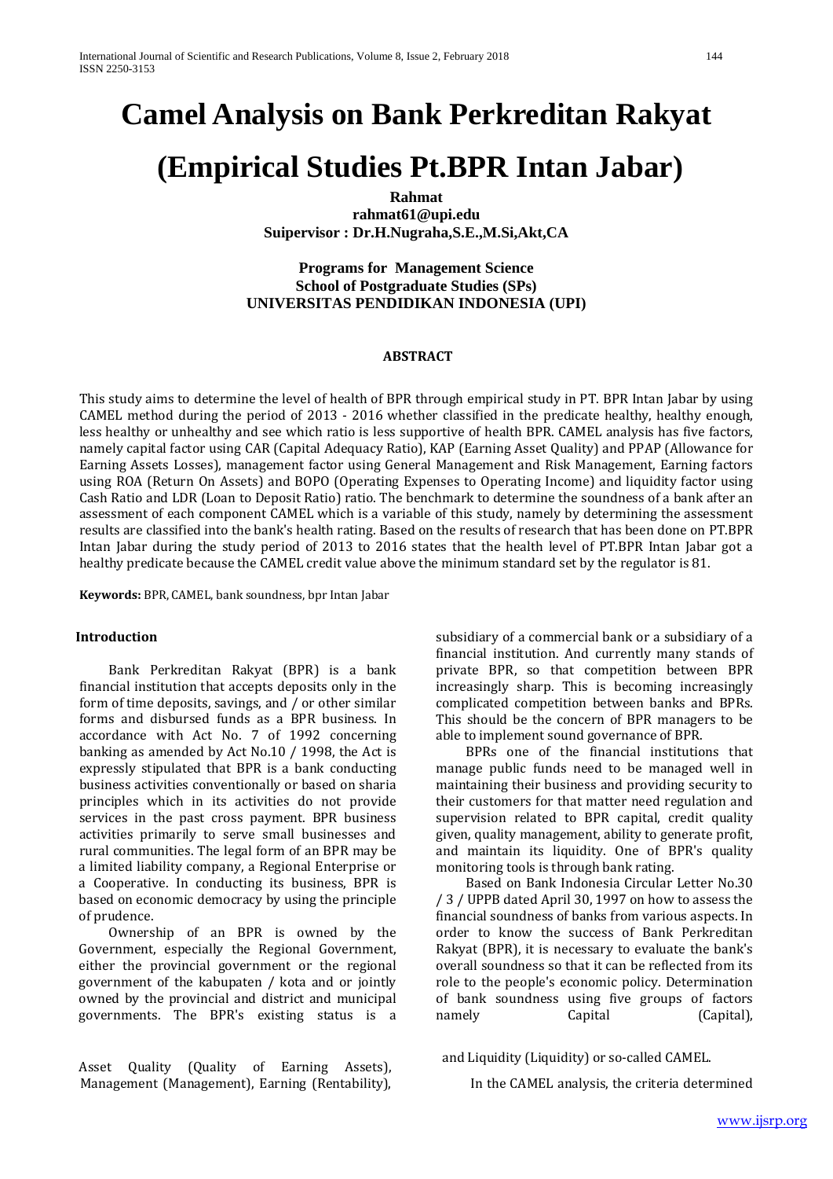# Camel Analysis on Bank Perkreditan Rakyat

# (Empirical Studies Pt.BPR Intan Jabar)

**Rahmat**
**rahmat61@upi.edu**
**Suipervisor : Dr.H.Nugraha,S.E.,M.Si,Akt,CA**

**Programs for Management Science**
**School of Postgraduate Studies (SPs)**
**UNIVERSITAS PENDIDIKAN INDONESIA (UPI)**

## ABSTRACT

This study aims to determine the level of health of BPR through empirical study in PT. BPR Intan Jabar by using CAMEL method during the period of 2013 - 2016 whether classified in the predicate healthy, healthy enough, less healthy or unhealthy and see which ratio is less supportive of health BPR. CAMEL analysis has five factors, namely capital factor using CAR (Capital Adequacy Ratio), KAP (Earning Asset Quality) and PPAP (Allowance for Earning Assets Losses), management factor using General Management and Risk Management, Earning factors using ROA (Return On Assets) and BOPO (Operating Expenses to Operating Income) and liquidity factor using Cash Ratio and LDR (Loan to Deposit Ratio) ratio. The benchmark to determine the soundness of a bank after an assessment of each component CAMEL which is a variable of this study, namely by determining the assessment results are classified into the bank's health rating. Based on the results of research that has been done on PT.BPR Intan Jabar during the study period of 2013 to 2016 states that the health level of PT.BPR Intan Jabar got a healthy predicate because the CAMEL credit value above the minimum standard set by the regulator is 81.

**Keywords:** BPR, CAMEL, bank soundness, bpr Intan Jabar

## Introduction

Bank Perkreditan Rakyat (BPR) is a bank financial institution that accepts deposits only in the form of time deposits, savings, and / or other similar forms and disbursed funds as a BPR business. In accordance with Act No. 7 of 1992 concerning banking as amended by Act No.10 / 1998, the Act is expressly stipulated that BPR is a bank conducting business activities conventionally or based on sharia principles which in its activities do not provide services in the past cross payment. BPR business activities primarily to serve small businesses and rural communities. The legal form of an BPR may be a limited liability company, a Regional Enterprise or a Cooperative. In conducting its business, BPR is based on economic democracy by using the principle of prudence.

Ownership of an BPR is owned by the Government, especially the Regional Government, either the provincial government or the regional government of the kabupaten / kota and or jointly owned by the provincial and district and municipal governments. The BPR's existing status is a subsidiary of a commercial bank or a subsidiary of a financial institution. And currently many stands of private BPR, so that competition between BPR increasingly sharp. This is becoming increasingly complicated competition between banks and BPRs. This should be the concern of BPR managers to be able to implement sound governance of BPR.

BPRs one of the financial institutions that manage public funds need to be managed well in maintaining their business and providing security to their customers for that matter need regulation and supervision related to BPR capital, credit quality given, quality management, ability to generate profit, and maintain its liquidity. One of BPR's quality monitoring tools is through bank rating.

Based on Bank Indonesia Circular Letter No.30 / 3 / UPPB dated April 30, 1997 on how to assess the financial soundness of banks from various aspects. In order to know the success of Bank Perkreditan Rakyat (BPR), it is necessary to evaluate the bank's overall soundness so that it can be reflected from its role to the people's economic policy. Determination of bank soundness using five groups of factors namely Capital (Capital), Asset Quality (Quality of Earning Assets), Management (Management), Earning (Rentability), and Liquidity (Liquidity) or so-called CAMEL.

In the CAMEL analysis, the criteria determined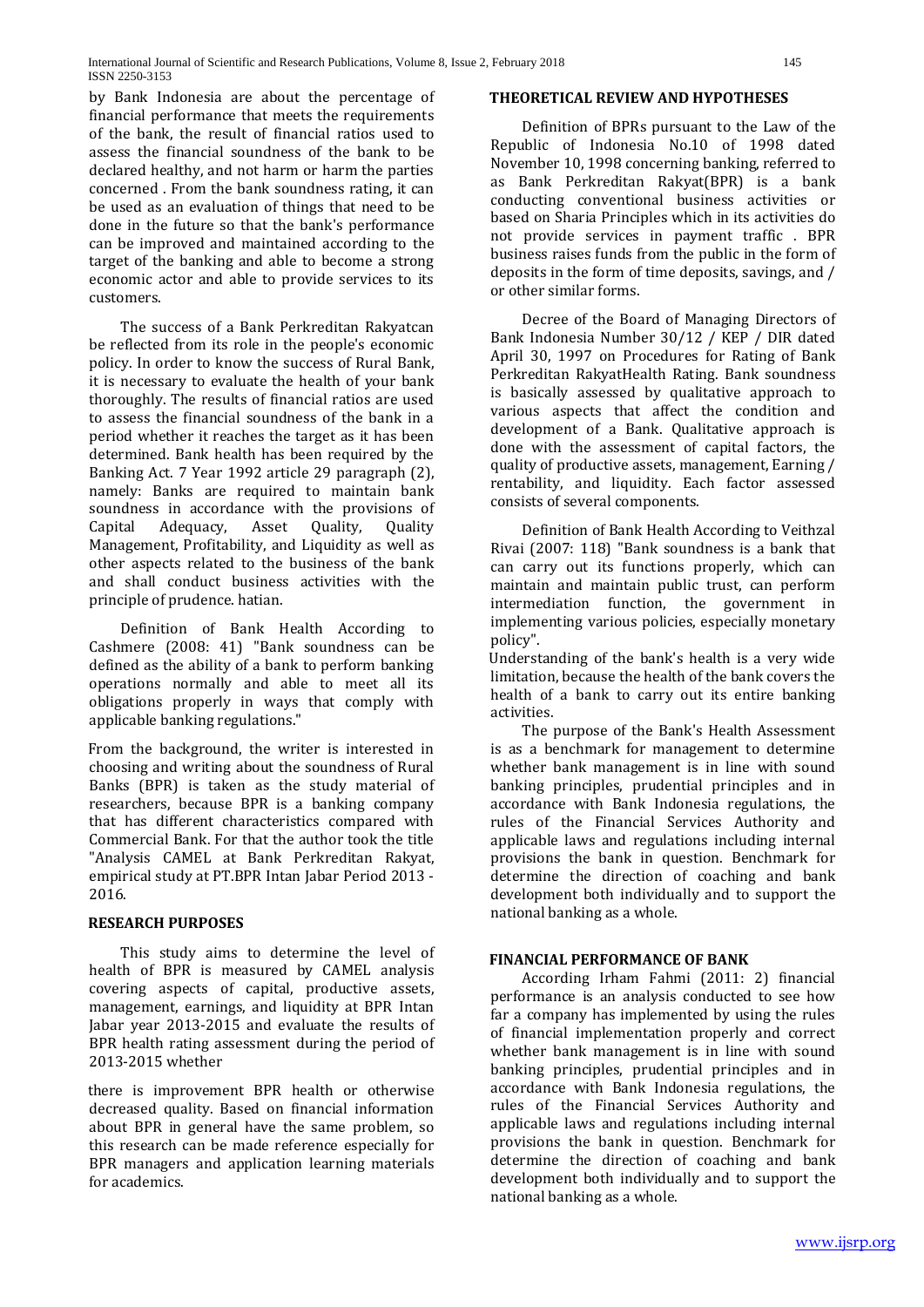by Bank Indonesia are about the percentage of financial performance that meets the requirements of the bank, the result of financial ratios used to assess the financial soundness of the bank to be declared healthy, and not harm or harm the parties concerned . From the bank soundness rating, it can be used as an evaluation of things that need to be done in the future so that the bank's performance can be improved and maintained according to the target of the banking and able to become a strong economic actor and able to provide services to its customers.

The success of a Bank Perkreditan Rakyatcan be reflected from its role in the people's economic policy. In order to know the success of Rural Bank, it is necessary to evaluate the health of your bank thoroughly. The results of financial ratios are used to assess the financial soundness of the bank in a period whether it reaches the target as it has been determined. Bank health has been required by the Banking Act. 7 Year 1992 article 29 paragraph (2), namely: Banks are required to maintain bank soundness in accordance with the provisions of Capital Adequacy, Asset Quality, Quality Management, Profitability, and Liquidity as well as other aspects related to the business of the bank and shall conduct business activities with the principle of prudence. hatian.

Definition of Bank Health According to Cashmere (2008: 41) "Bank soundness can be defined as the ability of a bank to perform banking operations normally and able to meet all its obligations properly in ways that comply with applicable banking regulations."

From the background, the writer is interested in choosing and writing about the soundness of Rural Banks (BPR) is taken as the study material of researchers, because BPR is a banking company that has different characteristics compared with Commercial Bank. For that the author took the title "Analysis CAMEL at Bank Perkreditan Rakyat, empirical study at PT.BPR Intan Jabar Period 2013 - 2016.

## RESEARCH PURPOSES

This study aims to determine the level of health of BPR is measured by CAMEL analysis covering aspects of capital, productive assets, management, earnings, and liquidity at BPR Intan Jabar year 2013-2015 and evaluate the results of BPR health rating assessment during the period of 2013-2015 whether

there is improvement BPR health or otherwise decreased quality. Based on financial information about BPR in general have the same problem, so this research can be made reference especially for BPR managers and application learning materials for academics.

## THEORETICAL REVIEW AND HYPOTHESES

Definition of BPRs pursuant to the Law of the Republic of Indonesia No.10 of 1998 dated November 10, 1998 concerning banking, referred to as Bank Perkreditan Rakyat(BPR) is a bank conducting conventional business activities or based on Sharia Principles which in its activities do not provide services in payment traffic . BPR business raises funds from the public in the form of deposits in the form of time deposits, savings, and / or other similar forms.

Decree of the Board of Managing Directors of Bank Indonesia Number 30/12 / KEP / DIR dated April 30, 1997 on Procedures for Rating of Bank Perkreditan RakyatHealth Rating. Bank soundness is basically assessed by qualitative approach to various aspects that affect the condition and development of a Bank. Qualitative approach is done with the assessment of capital factors, the quality of productive assets, management, Earning / rentability, and liquidity. Each factor assessed consists of several components.

Definition of Bank Health According to Veithzal Rivai (2007: 118) "Bank soundness is a bank that can carry out its functions properly, which can maintain and maintain public trust, can perform intermediation function, the government in implementing various policies, especially monetary policy".

Understanding of the bank's health is a very wide limitation, because the health of the bank covers the health of a bank to carry out its entire banking activities.

The purpose of the Bank's Health Assessment is as a benchmark for management to determine whether bank management is in line with sound banking principles, prudential principles and in accordance with Bank Indonesia regulations, the rules of the Financial Services Authority and applicable laws and regulations including internal provisions the bank in question. Benchmark for determine the direction of coaching and bank development both individually and to support the national banking as a whole.

## FINANCIAL PERFORMANCE OF BANK

According Irham Fahmi (2011: 2) financial performance is an analysis conducted to see how far a company has implemented by using the rules of financial implementation properly and correct whether bank management is in line with sound banking principles, prudential principles and in accordance with Bank Indonesia regulations, the rules of the Financial Services Authority and applicable laws and regulations including internal provisions the bank in question. Benchmark for determine the direction of coaching and bank development both individually and to support the national banking as a whole.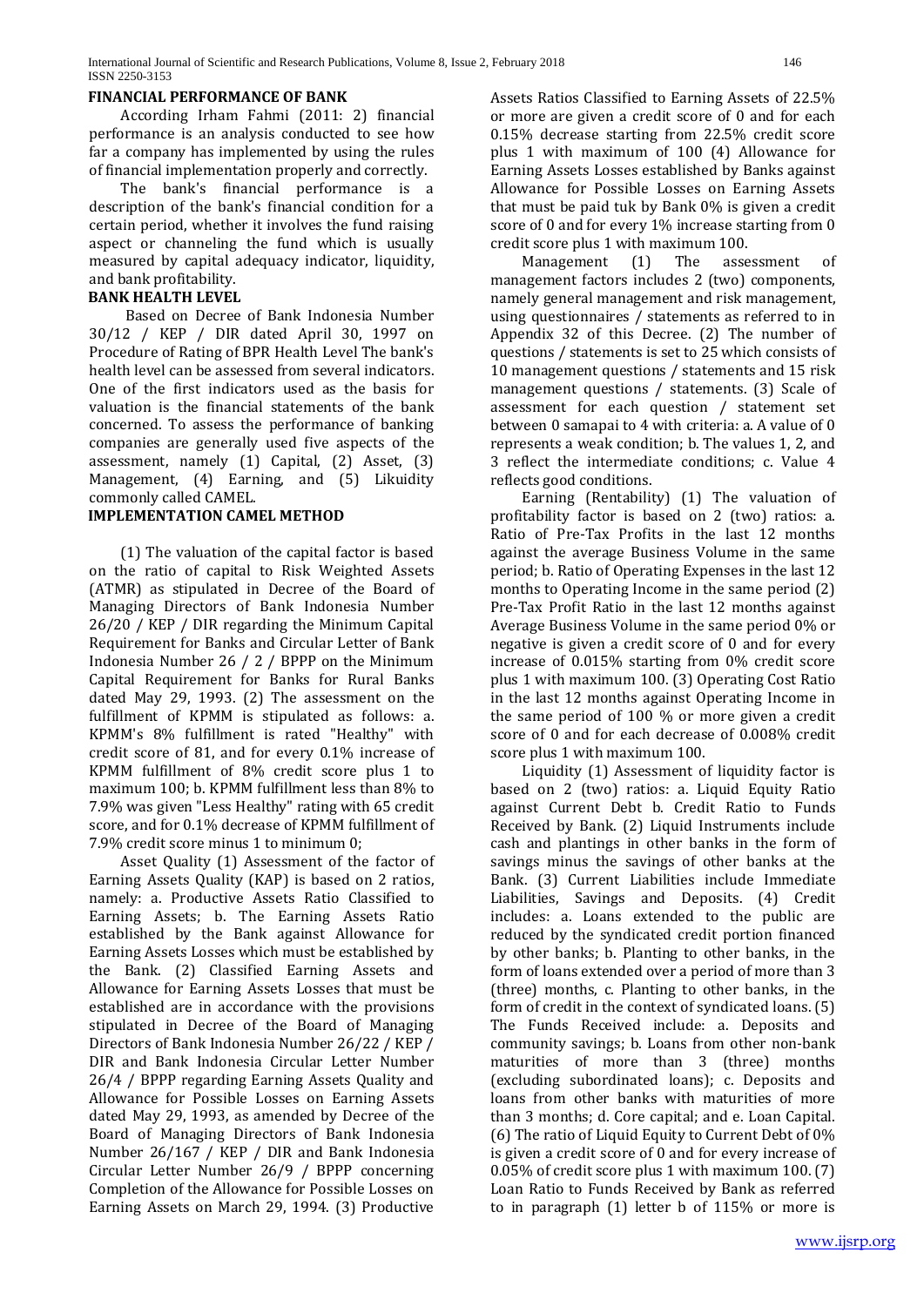## FINANCIAL PERFORMANCE OF BANK

According Irham Fahmi (2011: 2) financial performance is an analysis conducted to see how far a company has implemented by using the rules of financial implementation properly and correctly.

The bank's financial performance is a description of the bank's financial condition for a certain period, whether it involves the fund raising aspect or channeling the fund which is usually measured by capital adequacy indicator, liquidity, and bank profitability.

## BANK HEALTH LEVEL

Based on Decree of Bank Indonesia Number 30/12 / KEP / DIR dated April 30, 1997 on Procedure of Rating of BPR Health Level The bank's health level can be assessed from several indicators. One of the first indicators used as the basis for valuation is the financial statements of the bank concerned. To assess the performance of banking companies are generally used five aspects of the assessment, namely (1) Capital, (2) Asset, (3) Management, (4) Earning, and (5) Likuidity commonly called CAMEL.

## IMPLEMENTATION CAMEL METHOD

(1) The valuation of the capital factor is based on the ratio of capital to Risk Weighted Assets (ATMR) as stipulated in Decree of the Board of Managing Directors of Bank Indonesia Number 26/20 / KEP / DIR regarding the Minimum Capital Requirement for Banks and Circular Letter of Bank Indonesia Number 26 / 2 / BPPP on the Minimum Capital Requirement for Banks for Rural Banks dated May 29, 1993. (2) The assessment on the fulfillment of KPMM is stipulated as follows: a. KPMM's 8% fulfillment is rated "Healthy" with credit score of 81, and for every 0.1% increase of KPMM fulfillment of 8% credit score plus 1 to maximum 100; b. KPMM fulfillment less than 8% to 7.9% was given "Less Healthy" rating with 65 credit score, and for 0.1% decrease of KPMM fulfillment of 7.9% credit score minus 1 to minimum 0;

Asset Quality (1) Assessment of the factor of Earning Assets Quality (KAP) is based on 2 ratios, namely: a. Productive Assets Ratio Classified to Earning Assets; b. The Earning Assets Ratio established by the Bank against Allowance for Earning Assets Losses which must be established by the Bank. (2) Classified Earning Assets and Allowance for Earning Assets Losses that must be established are in accordance with the provisions stipulated in Decree of the Board of Managing Directors of Bank Indonesia Number 26/22 / KEP / DIR and Bank Indonesia Circular Letter Number 26/4 / BPPP regarding Earning Assets Quality and Allowance for Possible Losses on Earning Assets dated May 29, 1993, as amended by Decree of the Board of Managing Directors of Bank Indonesia Number 26/167 / KEP / DIR and Bank Indonesia Circular Letter Number 26/9 / BPPP concerning Completion of the Allowance for Possible Losses on Earning Assets on March 29, 1994. (3) Productive Assets Ratios Classified to Earning Assets of 22.5% or more are given a credit score of 0 and for each 0.15% decrease starting from 22.5% credit score plus 1 with maximum of 100 (4) Allowance for Earning Assets Losses established by Banks against Allowance for Possible Losses on Earning Assets that must be paid tuk by Bank 0% is given a credit score of 0 and for every 1% increase starting from 0 credit score plus 1 with maximum 100.

Management (1) The assessment of management factors includes 2 (two) components, namely general management and risk management, using questionnaires / statements as referred to in Appendix 32 of this Decree. (2) The number of questions / statements is set to 25 which consists of 10 management questions / statements and 15 risk management questions / statements. (3) Scale of assessment for each question / statement set between 0 samapai to 4 with criteria: a. A value of 0 represents a weak condition; b. The values 1, 2, and 3 reflect the intermediate conditions; c. Value 4 reflects good conditions.

Earning (Rentability) (1) The valuation of profitability factor is based on 2 (two) ratios: a. Ratio of Pre-Tax Profits in the last 12 months against the average Business Volume in the same period; b. Ratio of Operating Expenses in the last 12 months to Operating Income in the same period (2) Pre-Tax Profit Ratio in the last 12 months against Average Business Volume in the same period 0% or negative is given a credit score of 0 and for every increase of 0.015% starting from 0% credit score plus 1 with maximum 100. (3) Operating Cost Ratio in the last 12 months against Operating Income in the same period of 100 % or more given a credit score of 0 and for each decrease of 0.008% credit score plus 1 with maximum 100.

Liquidity (1) Assessment of liquidity factor is based on 2 (two) ratios: a. Liquid Equity Ratio against Current Debt b. Credit Ratio to Funds Received by Bank. (2) Liquid Instruments include cash and plantings in other banks in the form of savings minus the savings of other banks at the Bank. (3) Current Liabilities include Immediate Liabilities, Savings and Deposits. (4) Credit includes: a. Loans extended to the public are reduced by the syndicated credit portion financed by other banks; b. Planting to other banks, in the form of loans extended over a period of more than 3 (three) months, c. Planting to other banks, in the form of credit in the context of syndicated loans. (5) The Funds Received include: a. Deposits and community savings; b. Loans from other non-bank maturities of more than 3 (three) months (excluding subordinated loans); c. Deposits and loans from other banks with maturities of more than 3 months; d. Core capital; and e. Loan Capital. (6) The ratio of Liquid Equity to Current Debt of 0% is given a credit score of 0 and for every increase of 0.05% of credit score plus 1 with maximum 100. (7) Loan Ratio to Funds Received by Bank as referred to in paragraph (1) letter b of 115% or more is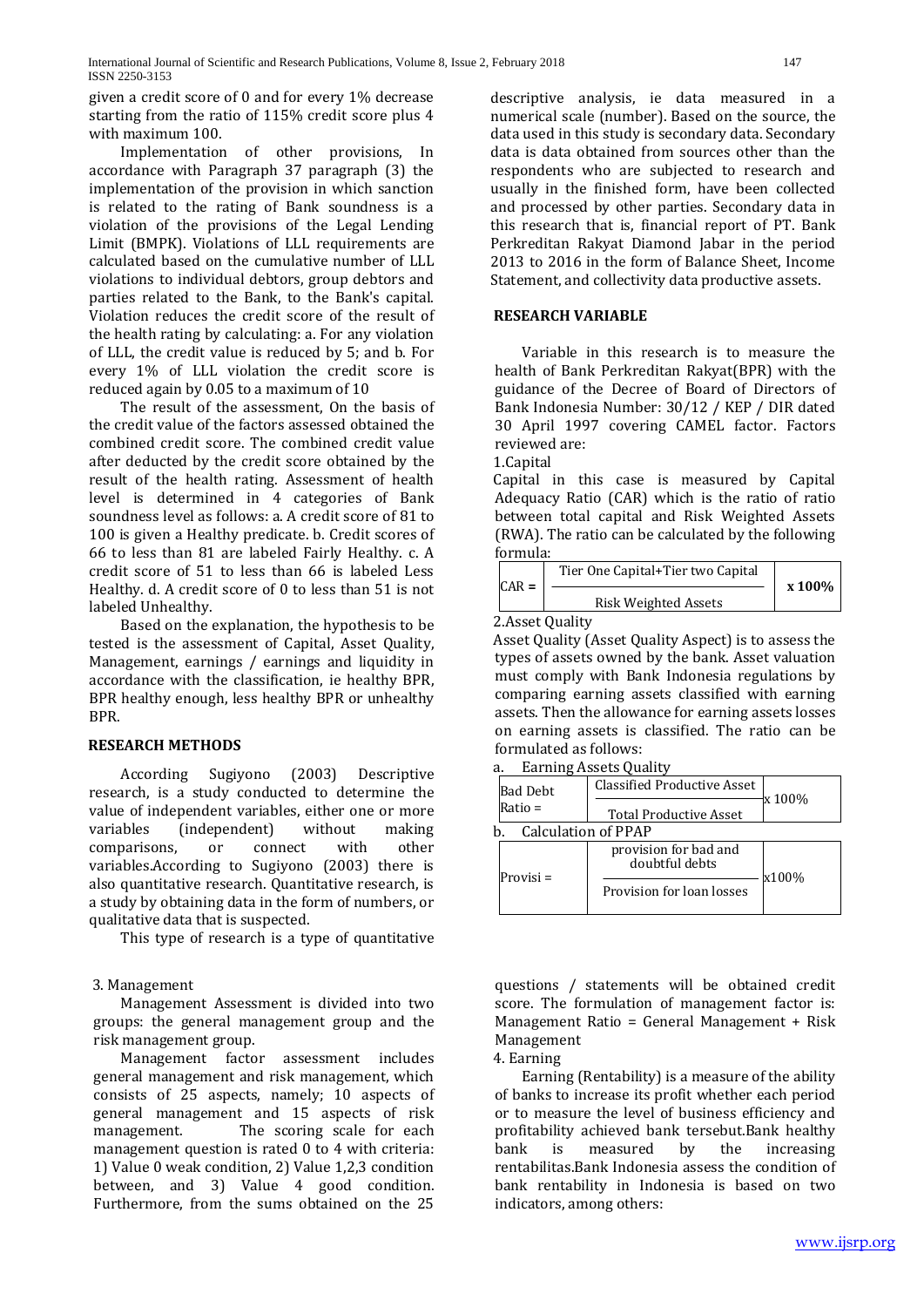given a credit score of 0 and for every 1% decrease starting from the ratio of 115% credit score plus 4 with maximum 100.

Implementation of other provisions, In accordance with Paragraph 37 paragraph (3) the implementation of the provision in which sanction is related to the rating of Bank soundness is a violation of the provisions of the Legal Lending Limit (BMPK). Violations of LLL requirements are calculated based on the cumulative number of LLL violations to individual debtors, group debtors and parties related to the Bank, to the Bank's capital. Violation reduces the credit score of the result of the health rating by calculating: a. For any violation of LLL, the credit value is reduced by 5; and b. For every 1% of LLL violation the credit score is reduced again by 0.05 to a maximum of 10

The result of the assessment, On the basis of the credit value of the factors assessed obtained the combined credit score. The combined credit value after deducted by the credit score obtained by the result of the health rating. Assessment of health level is determined in 4 categories of Bank soundness level as follows: a. A credit score of 81 to 100 is given a Healthy predicate. b. Credit scores of 66 to less than 81 are labeled Fairly Healthy. c. A credit score of 51 to less than 66 is labeled Less Healthy. d. A credit score of 0 to less than 51 is not labeled Unhealthy.

Based on the explanation, the hypothesis to be tested is the assessment of Capital, Asset Quality, Management, earnings / earnings and liquidity in accordance with the classification, ie healthy BPR, BPR healthy enough, less healthy BPR or unhealthy BPR.

## RESEARCH METHODS

According Sugiyono (2003) Descriptive research, is a study conducted to determine the value of independent variables, either one or more variables (independent) without making comparisons, or connect with other variables.According to Sugiyono (2003) there is also quantitative research. Quantitative research, is a study by obtaining data in the form of numbers, or qualitative data that is suspected.

This type of research is a type of quantitative descriptive analysis, ie data measured in a numerical scale (number). Based on the source, the data used in this study is secondary data. Secondary data is data obtained from sources other than the respondents who are subjected to research and usually in the finished form, have been collected and processed by other parties. Secondary data in this research that is, financial report of PT. Bank Perkreditan Rakyat Diamond Jabar in the period 2013 to 2016 in the form of Balance Sheet, Income Statement, and collectivity data productive assets.

## RESEARCH VARIABLE

Variable in this research is to measure the health of Bank Perkreditan Rakyat(BPR) with the guidance of the Decree of Board of Directors of Bank Indonesia Number: 30/12 / KEP / DIR dated 30 April 1997 covering CAMEL factor. Factors reviewed are:

1.Capital

Capital in this case is measured by Capital Adequacy Ratio (CAR) which is the ratio of ratio between total capital and Risk Weighted Assets (RWA). The ratio can be calculated by the following formula:

$$\text{CAR} = \frac{\text{Tier One Capital} + \text{Tier two Capital}}{\text{Risk Weighted Assets}} \times 100\%$$

2.Asset Quality

Asset Quality (Asset Quality Aspect) is to assess the types of assets owned by the bank. Asset valuation must comply with Bank Indonesia regulations by comparing earning assets classified with earning assets. Then the allowance for earning assets losses on earning assets is classified. The ratio can be formulated as follows:

a. Earning Assets Quality

$$\text{Bad Debt Ratio} = \frac{\text{Classified Productive Asset}}{\text{Total Productive Asset}} \times 100\%$$

b. Calculation of PPAP

$$\text{Provisi} = \frac{\text{provision for bad and doubtful debts}}{\text{Provision for loan losses}} \times 100\%$$

3. Management

Management Assessment is divided into two groups: the general management group and the risk management group.

Management factor assessment includes general management and risk management, which consists of 25 aspects, namely; 10 aspects of general management and 15 aspects of risk management. The scoring scale for each management question is rated 0 to 4 with criteria: 1) Value 0 weak condition, 2) Value 1,2,3 condition between, and 3) Value 4 good condition. Furthermore, from the sums obtained on the 25 questions / statements will be obtained credit score. The formulation of management factor is: Management Ratio = General Management + Risk Management

4. Earning

Earning (Rentability) is a measure of the ability of banks to increase its profit whether each period or to measure the level of business efficiency and profitability achieved bank tersebut.Bank healthy bank is measured by the increasing rentabilitas.Bank Indonesia assess the condition of bank rentability in Indonesia is based on two indicators, among others: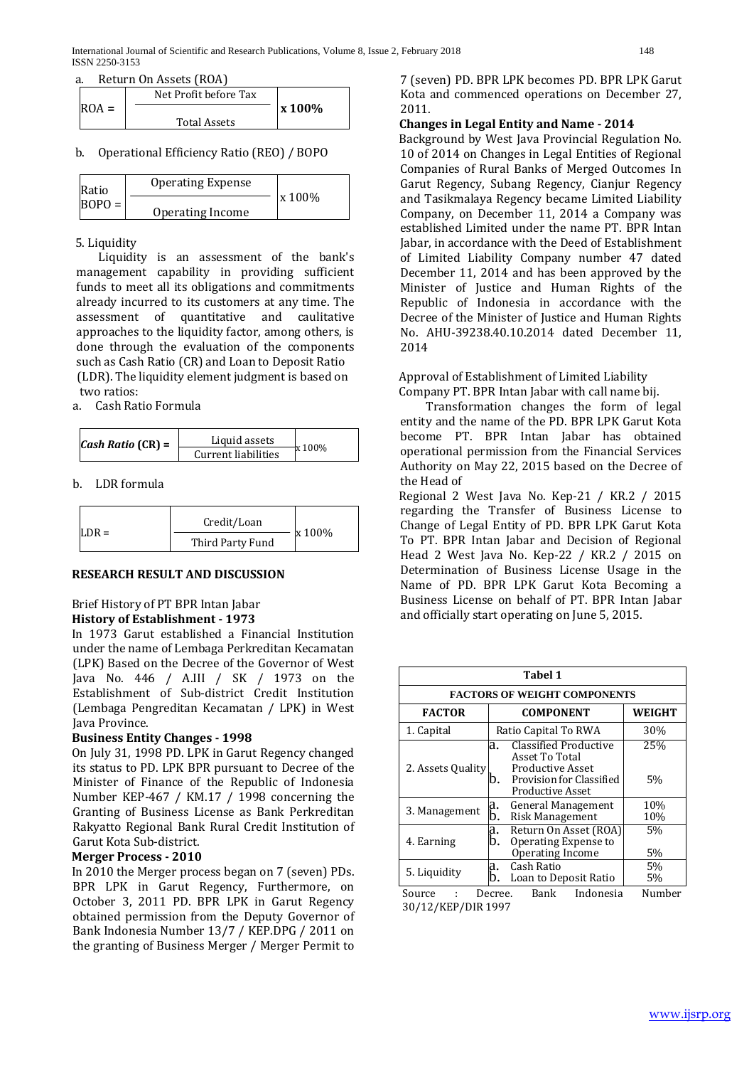a. Return On Assets (ROA)

$$ROA = \frac{\text{Net Profit before Tax}}{\text{Total Assets}} \times 100\%$$

b. Operational Efficiency Ratio (REO) / BOPO

$$\text{Ratio BOPO} = \frac{\text{Operating Expense}}{\text{Operating Income}} \times 100\%$$

5. Liquidity

Liquidity is an assessment of the bank's management capability in providing sufficient funds to meet all its obligations and commitments already incurred to its customers at any time. The assessment of quantitative and caulitative approaches to the liquidity factor, among others, is done through the evaluation of the components such as Cash Ratio (CR) and Loan to Deposit Ratio (LDR). The liquidity element judgment is based on two ratios:

a. Cash Ratio Formula

$$\textit{Cash Ratio } (CR) = \frac{\text{Liquid assets}}{\text{Current liabilities}} \times 100\%$$

b. LDR formula

$$LDR = \frac{\text{Credit/Loan}}{\text{Third Party Fund}} \times 100\%$$

## RESEARCH RESULT AND DISCUSSION

Brief History of PT BPR Intan Jabar

**History of Establishment - 1973**

In 1973 Garut established a Financial Institution under the name of Lembaga Perkreditan Kecamatan (LPK) Based on the Decree of the Governor of West Java No. 446 / A.III / SK / 1973 on the Establishment of Sub-district Credit Institution (Lembaga Pengreditan Kecamatan / LPK) in West Java Province.

**Business Entity Changes - 1998**

On July 31, 1998 PD. LPK in Garut Regency changed its status to PD. LPK BPR pursuant to Decree of the Minister of Finance of the Republic of Indonesia Number KEP-467 / KM.17 / 1998 concerning the Granting of Business License as Bank Perkreditan Rakyatto Regional Bank Rural Credit Institution of Garut Kota Sub-district.

**Merger Process - 2010**

In 2010 the Merger process began on 7 (seven) PDs. BPR LPK in Garut Regency, Furthermore, on October 3, 2011 PD. BPR LPK in Garut Regency obtained permission from the Deputy Governor of Bank Indonesia Number 13/7 / KEP.DPG / 2011 on the granting of Business Merger / Merger Permit to 7 (seven) PD. BPR LPK becomes PD. BPR LPK Garut Kota and commenced operations on December 27, 2011.

**Changes in Legal Entity and Name - 2014**

Background by West Java Provincial Regulation No. 10 of 2014 on Changes in Legal Entities of Regional Companies of Rural Banks of Merged Outcomes In Garut Regency, Subang Regency, Cianjur Regency and Tasikmalaya Regency became Limited Liability Company, on December 11, 2014 a Company was established Limited under the name PT. BPR Intan Jabar, in accordance with the Deed of Establishment of Limited Liability Company number 47 dated December 11, 2014 and has been approved by the Minister of Justice and Human Rights of the Republic of Indonesia in accordance with the Decree of the Minister of Justice and Human Rights No. AHU-39238.40.10.2014 dated December 11, 2014

Approval of Establishment of Limited Liability Company PT. BPR Intan Jabar with call name bij.

Transformation changes the form of legal entity and the name of the PD. BPR LPK Garut Kota become PT. BPR Intan Jabar has obtained operational permission from the Financial Services Authority on May 22, 2015 based on the Decree of the Head of Regional 2 West Java No. Kep-21 / KR.2 / 2015 regarding the Transfer of Business License to Change of Legal Entity of PD. BPR LPK Garut Kota To PT. BPR Intan Jabar and Decision of Regional Head 2 West Java No. Kep-22 / KR.2 / 2015 on Determination of Business License Usage in the Name of PD. BPR LPK Garut Kota Becoming a Business License on behalf of PT. BPR Intan Jabar and officially start operating on June 5, 2015.

**Tabel 1**

**FACTORS OF WEIGHT COMPONENTS**

| FACTOR | COMPONENT | WEIGHT |
|---|---|---|
| 1. Capital | Ratio Capital To RWA | 30% |
| 2. Assets Quality | a. Classified Productive Asset To Total Productive Asset | 25% |
| | b. Provision for Classified Productive Asset | 5% |
| 3. Management | a. General Management | 10% |
| | b. Risk Management | 10% |
| 4. Earning | a. Return On Asset (ROA) | 5% |
| | b. Operating Expense to Operating Income | 5% |
| 5. Liquidity | a. Cash Ratio | 5% |
| | b. Loan to Deposit Ratio | 5% |

Source : Decree. Bank Indonesia Number 30/12/KEP/DIR 1997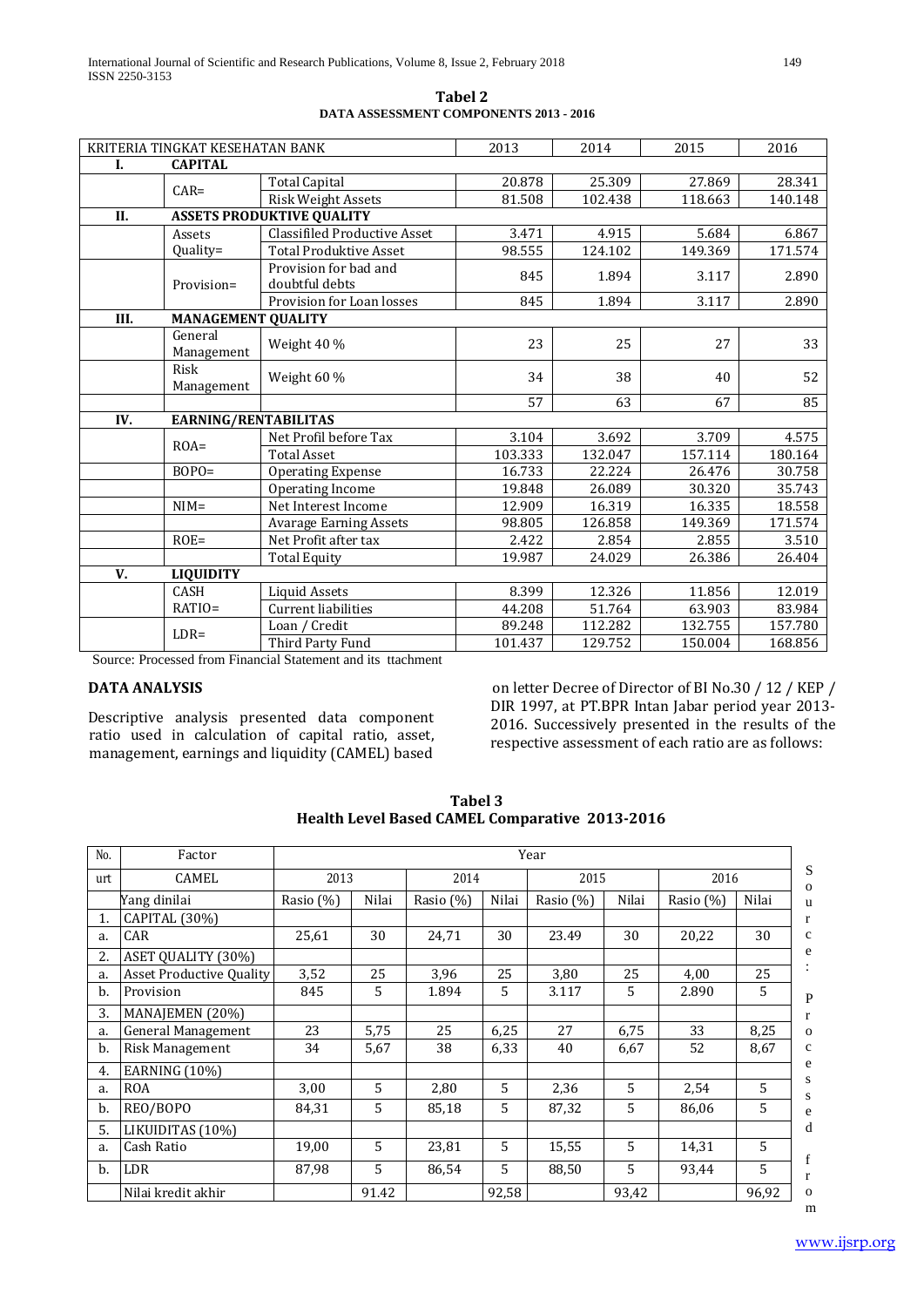**Tabel 2**
**DATA ASSESSMENT COMPONENTS 2013 - 2016**

| KRITERIA TINGKAT KESEHATAN BANK | | | 2013 | 2014 | 2015 | 2016 |
|---|---|---|---|---|---|---|
| **I.** | **CAPITAL** | | | | | |
| | CAR= | Total Capital | 20.878 | 25.309 | 27.869 | 28.341 |
| | | Risk Weight Assets | 81.508 | 102.438 | 118.663 | 140.148 |
| **II.** | **ASSETS PRODUKTIVE QUALITY** | | | | | |
| | Assets Quality= | Classifiled Productive Asset | 3.471 | 4.915 | 5.684 | 6.867 |
| | | Total Produktive Asset | 98.555 | 124.102 | 149.369 | 171.574 |
| | Provision= | Provision for bad and doubtful debts | 845 | 1.894 | 3.117 | 2.890 |
| | | Provision for Loan losses | 845 | 1.894 | 3.117 | 2.890 |
| **III.** | **MANAGEMENT QUALITY** | | | | | |
| | General Management | Weight 40 % | 23 | 25 | 27 | 33 |
| | Risk Management | Weight 60 % | 34 | 38 | 40 | 52 |
| | | | 57 | 63 | 67 | 85 |
| **IV.** | **EARNING/RENTABILITAS** | | | | | |
| | ROA= | Net Profil before Tax | 3.104 | 3.692 | 3.709 | 4.575 |
| | | Total Asset | 103.333 | 132.047 | 157.114 | 180.164 |
| | BOPO= | Operating Expense | 16.733 | 22.224 | 26.476 | 30.758 |
| | | Operating Income | 19.848 | 26.089 | 30.320 | 35.743 |
| | NIM= | Net Interest Income | 12.909 | 16.319 | 16.335 | 18.558 |
| | | Avarage Earning Assets | 98.805 | 126.858 | 149.369 | 171.574 |
| | ROE= | Net Profit after tax | 2.422 | 2.854 | 2.855 | 3.510 |
| | | Total Equity | 19.987 | 24.029 | 26.386 | 26.404 |
| **V.** | **LIQUIDITY** | | | | | |
| | CASH RATIO= | Liquid Assets | 8.399 | 12.326 | 11.856 | 12.019 |
| | | Current liabilities | 44.208 | 51.764 | 63.903 | 83.984 |
| | LDR= | Loan / Credit | 89.248 | 112.282 | 132.755 | 157.780 |
| | | Third Party Fund | 101.437 | 129.752 | 150.004 | 168.856 |

Source: Processed from Financial Statement and its ttachment

## DATA ANALYSIS

Descriptive analysis presented data component ratio used in calculation of capital ratio, asset, management, earnings and liquidity (CAMEL) based on letter Decree of Director of BI No.30 / 12 / KEP / DIR 1997, at PT.BPR Intan Jabar period year 2013-2016. Successively presented in the results of the respective assessment of each ratio are as follows:

**Tabel 3**
**Health Level Based CAMEL Comparative 2013-2016**

| No. | Factor | Year | | | | | | | |
|---|---|---|---|---|---|---|---|---|---|
| urt | CAMEL | 2013 | | 2014 | | 2015 | | 2016 | |
| | Yang dinilai | Rasio (%) | Nilai | Rasio (%) | Nilai | Rasio (%) | Nilai | Rasio (%) | Nilai |
| 1. | CAPITAL (30%) | | | | | | | | |
| a. | CAR | 25,61 | 30 | 24,71 | 30 | 23.49 | 30 | 20,22 | 30 |
| 2. | ASET QUALITY (30%) | | | | | | | | |
| a. | Asset Productive Quality | 3,52 | 25 | 3,96 | 25 | 3,80 | 25 | 4,00 | 25 |
| b. | Provision | 845 | 5 | 1.894 | 5 | 3.117 | 5 | 2.890 | 5 |
| 3. | MANAJEMEN (20%) | | | | | | | | |
| a. | General Management | 23 | 5,75 | 25 | 6,25 | 27 | 6,75 | 33 | 8,25 |
| b. | Risk Management | 34 | 5,67 | 38 | 6,33 | 40 | 6,67 | 52 | 8,67 |
| 4. | EARNING (10%) | | | | | | | | |
| a. | ROA | 3,00 | 5 | 2,80 | 5 | 2,36 | 5 | 2,54 | 5 |
| b. | REO/BOPO | 84,31 | 5 | 85,18 | 5 | 87,32 | 5 | 86,06 | 5 |
| 5. | LIKUIDITAS (10%) | | | | | | | | |
| a. | Cash Ratio | 19,00 | 5 | 23,81 | 5 | 15,55 | 5 | 14,31 | 5 |
| b. | LDR | 87,98 | 5 | 86,54 | 5 | 88,50 | 5 | 93,44 | 5 |
| | Nilai kredit akhir | | 91.42 | | 92,58 | | 93,42 | | 96,92 |

Source: Processed from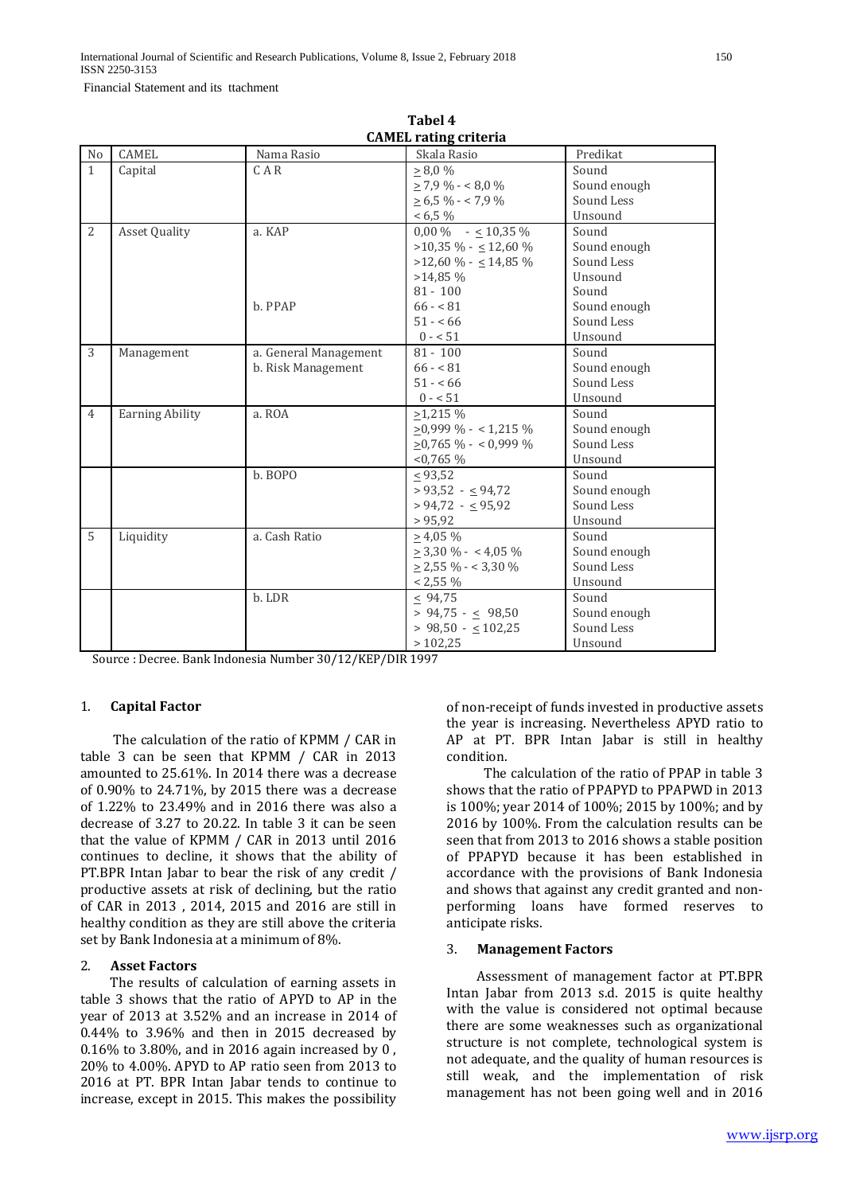Financial Statement and its ttachment

**Tabel 4**
**CAMEL rating criteria**

| No | CAMEL | Nama Rasio | Skala Rasio | Predikat |
|---|---|---|---|---|
| 1 | Capital | C A R | ≥ 8,0 %<br>≥ 7,9 % - < 8,0 %<br>≥ 6,5 % - < 7,9 %<br>< 6,5 % | Sound<br>Sound enough<br>Sound Less<br>Unsound |
| 2 | Asset Quality | a. KAP<br><br><br><br><br>b. PPAP | 0,00 % - ≤ 10,35 %<br>>10,35 % - ≤ 12,60 %<br>>12,60 % - ≤ 14,85 %<br>>14,85 %<br>81 - 100<br>66 - < 81<br>51 - < 66<br>0 - < 51 | Sound<br>Sound enough<br>Sound Less<br>Unsound<br>Sound<br>Sound enough<br>Sound Less<br>Unsound |
| 3 | Management | a. General Management<br>b. Risk Management | 81 - 100<br>66 - < 81<br>51 - < 66<br>0 - < 51 | Sound<br>Sound enough<br>Sound Less<br>Unsound |
| 4 | Earning Ability | a. ROA | ≥1,215 %<br>≥0,999 % - < 1,215 %<br>≥0,765 % - < 0,999 %<br><0,765 % | Sound<br>Sound enough<br>Sound Less<br>Unsound |
| | | b. BOPO | ≤ 93,52<br>> 93,52 - ≤ 94,72<br>> 94,72 - ≤ 95,92<br>> 95,92 | Sound<br>Sound enough<br>Sound Less<br>Unsound |
| 5 | Liquidity | a. Cash Ratio | ≥ 4,05 %<br>≥ 3,30 % - < 4,05 %<br>≥ 2,55 % - < 3,30 %<br>< 2,55 % | Sound<br>Sound enough<br>Sound Less<br>Unsound |
| | | b. LDR | ≤ 94,75<br>> 94,75 - ≤ 98,50<br>> 98,50 - ≤ 102,25<br>> 102,25 | Sound<br>Sound enough<br>Sound Less<br>Unsound |

Source : Decree. Bank Indonesia Number 30/12/KEP/DIR 1997

### 1. Capital Factor

The calculation of the ratio of KPMM / CAR in table 3 can be seen that KPMM / CAR in 2013 amounted to 25.61%. In 2014 there was a decrease of 0.90% to 24.71%, by 2015 there was a decrease of 1.22% to 23.49% and in 2016 there was also a decrease of 3.27 to 20.22. In table 3 it can be seen that the value of KPMM / CAR in 2013 until 2016 continues to decline, it shows that the ability of PT.BPR Intan Jabar to bear the risk of any credit / productive assets at risk of declining, but the ratio of CAR in 2013 , 2014, 2015 and 2016 are still in healthy condition as they are still above the criteria set by Bank Indonesia at a minimum of 8%.

### 2. Asset Factors

The results of calculation of earning assets in table 3 shows that the ratio of APYD to AP in the year of 2013 at 3.52% and an increase in 2014 of 0.44% to 3.96% and then in 2015 decreased by 0.16% to 3.80%, and in 2016 again increased by 0 , 20% to 4.00%. APYD to AP ratio seen from 2013 to 2016 at PT. BPR Intan Jabar tends to continue to increase, except in 2015. This makes the possibility of non-receipt of funds invested in productive assets the year is increasing. Nevertheless APYD ratio to AP at PT. BPR Intan Jabar is still in healthy condition.

The calculation of the ratio of PPAP in table 3 shows that the ratio of PPAPYD to PPAPWD in 2013 is 100%; year 2014 of 100%; 2015 by 100%; and by 2016 by 100%. From the calculation results can be seen that from 2013 to 2016 shows a stable position of PPAPYD because it has been established in accordance with the provisions of Bank Indonesia and shows that against any credit granted and non-performing loans have formed reserves to anticipate risks.

### 3. Management Factors

Assessment of management factor at PT.BPR Intan Jabar from 2013 s.d. 2015 is quite healthy with the value is considered not optimal because there are some weaknesses such as organizational structure is not complete, technological system is not adequate, and the quality of human resources is still weak, and the implementation of risk management has not been going well and in 2016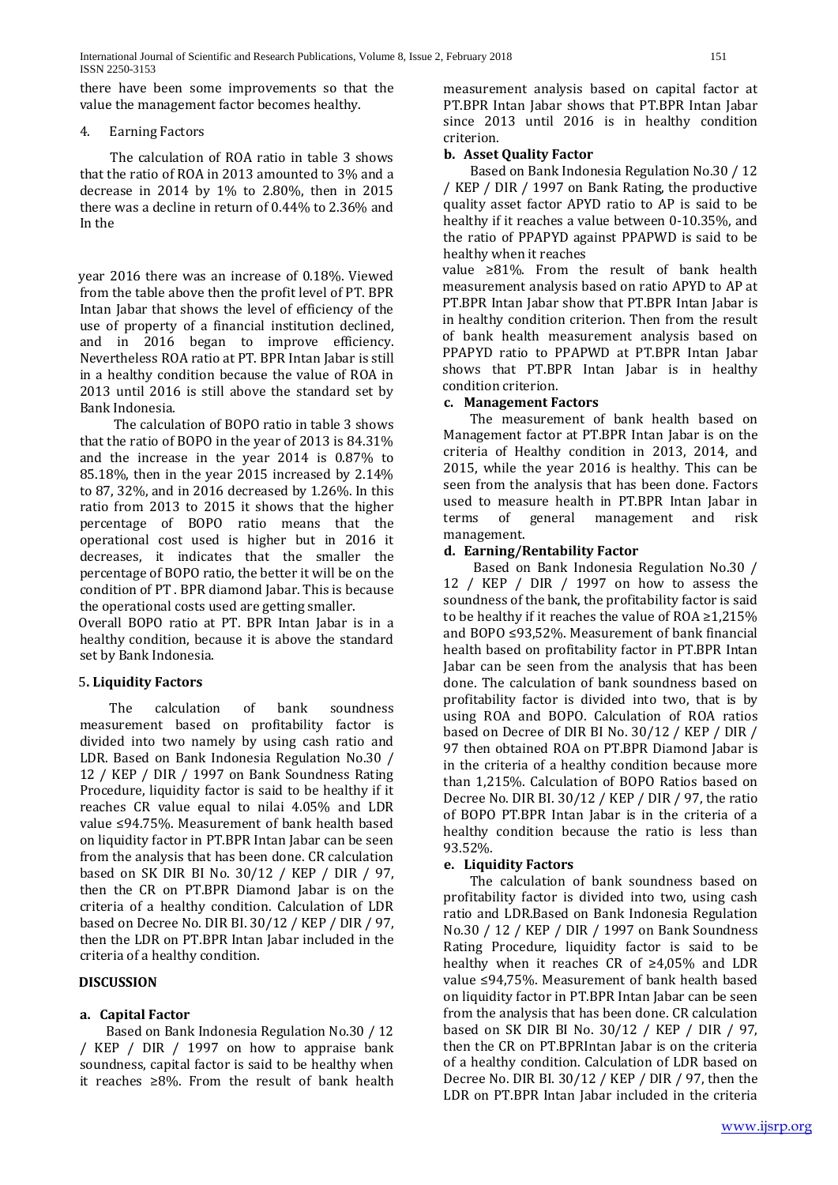there have been some improvements so that the value the management factor becomes healthy.

4. Earning Factors

The calculation of ROA ratio in table 3 shows that the ratio of ROA in 2013 amounted to 3% and a decrease in 2014 by 1% to 2.80%, then in 2015 there was a decline in return of 0.44% to 2.36% and In the

year 2016 there was an increase of 0.18%. Viewed from the table above then the profit level of PT. BPR Intan Jabar that shows the level of efficiency of the use of property of a financial institution declined, and in 2016 began to improve efficiency. Nevertheless ROA ratio at PT. BPR Intan Jabar is still in a healthy condition because the value of ROA in 2013 until 2016 is still above the standard set by Bank Indonesia.

The calculation of BOPO ratio in table 3 shows that the ratio of BOPO in the year of 2013 is 84.31% and the increase in the year 2014 is 0.87% to 85.18%, then in the year 2015 increased by 2.14% to 87, 32%, and in 2016 decreased by 1.26%. In this ratio from 2013 to 2015 it shows that the higher percentage of BOPO ratio means that the operational cost used is higher but in 2016 it decreases, it indicates that the smaller the percentage of BOPO ratio, the better it will be on the condition of PT . BPR diamond Jabar. This is because the operational costs used are getting smaller.

Overall BOPO ratio at PT. BPR Intan Jabar is in a healthy condition, because it is above the standard set by Bank Indonesia.

5**. Liquidity Factors**

The calculation of bank soundness measurement based on profitability factor is divided into two namely by using cash ratio and LDR. Based on Bank Indonesia Regulation No.30 / 12 / KEP / DIR / 1997 on Bank Soundness Rating Procedure, liquidity factor is said to be healthy if it reaches CR value equal to nilai 4.05% and LDR value ≤94.75%. Measurement of bank health based on liquidity factor in PT.BPR Intan Jabar can be seen from the analysis that has been done. CR calculation based on SK DIR BI No. 30/12 / KEP / DIR / 97, then the CR on PT.BPR Diamond Jabar is on the criteria of a healthy condition. Calculation of LDR based on Decree No. DIR BI. 30/12 / KEP / DIR / 97, then the LDR on PT.BPR Intan Jabar included in the criteria of a healthy condition.

## DISCUSSION

### a. Capital Factor

Based on Bank Indonesia Regulation No.30 / 12 / KEP / DIR / 1997 on how to appraise bank soundness, capital factor is said to be healthy when it reaches ≥8%. From the result of bank health measurement analysis based on capital factor at PT.BPR Intan Jabar shows that PT.BPR Intan Jabar since 2013 until 2016 is in healthy condition criterion.

### b. Asset Quality Factor

Based on Bank Indonesia Regulation No.30 / 12 / KEP / DIR / 1997 on Bank Rating, the productive quality asset factor APYD ratio to AP is said to be healthy if it reaches a value between 0-10.35%, and the ratio of PPAPYD against PPAPWD is said to be healthy when it reaches value ≥81%. From the result of bank health measurement analysis based on ratio APYD to AP at PT.BPR Intan Jabar show that PT.BPR Intan Jabar is in healthy condition criterion. Then from the result of bank health measurement analysis based on PPAPYD ratio to PPAPWD at PT.BPR Intan Jabar shows that PT.BPR Intan Jabar is in healthy condition criterion.

### c. Management Factors

The measurement of bank health based on Management factor at PT.BPR Intan Jabar is on the criteria of Healthy condition in 2013, 2014, and 2015, while the year 2016 is healthy. This can be seen from the analysis that has been done. Factors used to measure health in PT.BPR Intan Jabar in terms of general management and risk management.

### d. Earning/Rentability Factor

Based on Bank Indonesia Regulation No.30 / 12 / KEP / DIR / 1997 on how to assess the soundness of the bank, the profitability factor is said to be healthy if it reaches the value of ROA ≥1,215% and BOPO ≤93,52%. Measurement of bank financial health based on profitability factor in PT.BPR Intan Jabar can be seen from the analysis that has been done. The calculation of bank soundness based on profitability factor is divided into two, that is by using ROA and BOPO. Calculation of ROA ratios based on Decree of DIR BI No. 30/12 / KEP / DIR / 97 then obtained ROA on PT.BPR Diamond Jabar is in the criteria of a healthy condition because more than 1,215%. Calculation of BOPO Ratios based on Decree No. DIR BI. 30/12 / KEP / DIR / 97, the ratio of BOPO PT.BPR Intan Jabar is in the criteria of a healthy condition because the ratio is less than 93.52%.

### e. Liquidity Factors

The calculation of bank soundness based on profitability factor is divided into two, using cash ratio and LDR.Based on Bank Indonesia Regulation No.30 / 12 / KEP / DIR / 1997 on Bank Soundness Rating Procedure, liquidity factor is said to be healthy when it reaches CR of ≥4,05% and LDR value ≤94,75%. Measurement of bank health based on liquidity factor in PT.BPR Intan Jabar can be seen from the analysis that has been done. CR calculation based on SK DIR BI No. 30/12 / KEP / DIR / 97, then the CR on PT.BPRIntan Jabar is on the criteria of a healthy condition. Calculation of LDR based on Decree No. DIR BI. 30/12 / KEP / DIR / 97, then the LDR on PT.BPR Intan Jabar included in the criteria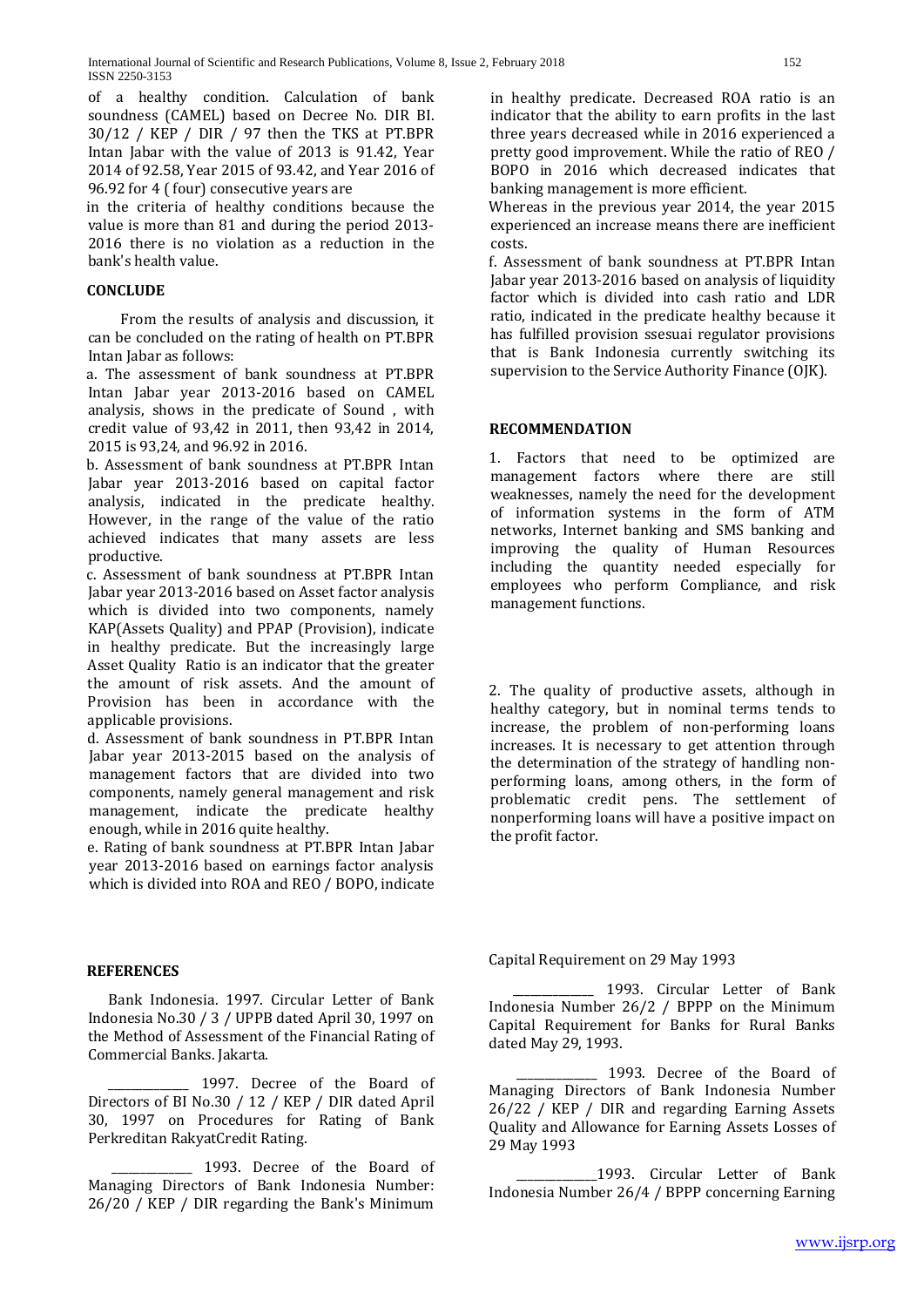of a healthy condition. Calculation of bank soundness (CAMEL) based on Decree No. DIR BI. 30/12 / KEP / DIR / 97 then the TKS at PT.BPR Intan Jabar with the value of 2013 is 91.42, Year 2014 of 92.58, Year 2015 of 93.42, and Year 2016 of 96.92 for 4 ( four) consecutive years are

in the criteria of healthy conditions because the value is more than 81 and during the period 2013-2016 there is no violation as a reduction in the bank's health value.

## CONCLUDE

From the results of analysis and discussion, it can be concluded on the rating of health on PT.BPR Intan Jabar as follows:

a. The assessment of bank soundness at PT.BPR Intan Jabar year 2013-2016 based on CAMEL analysis, shows in the predicate of Sound , with credit value of 93,42 in 2011, then 93,42 in 2014, 2015 is 93,24, and 96.92 in 2016.

b. Assessment of bank soundness at PT.BPR Intan Jabar year 2013-2016 based on capital factor analysis, indicated in the predicate healthy. However, in the range of the value of the ratio achieved indicates that many assets are less productive.

c. Assessment of bank soundness at PT.BPR Intan Jabar year 2013-2016 based on Asset factor analysis which is divided into two components, namely KAP(Assets Quality) and PPAP (Provision), indicate in healthy predicate. But the increasingly large Asset Quality Ratio is an indicator that the greater the amount of risk assets. And the amount of Provision has been in accordance with the applicable provisions.

d. Assessment of bank soundness in PT.BPR Intan Jabar year 2013-2015 based on the analysis of management factors that are divided into two components, namely general management and risk management, indicate the predicate healthy enough, while in 2016 quite healthy.

e. Rating of bank soundness at PT.BPR Intan Jabar year 2013-2016 based on earnings factor analysis which is divided into ROA and REO / BOPO, indicate in healthy predicate. Decreased ROA ratio is an indicator that the ability to earn profits in the last three years decreased while in 2016 experienced a pretty good improvement. While the ratio of REO / BOPO in 2016 which decreased indicates that banking management is more efficient.

Whereas in the previous year 2014, the year 2015 experienced an increase means there are inefficient costs.

f. Assessment of bank soundness at PT.BPR Intan Jabar year 2013-2016 based on analysis of liquidity factor which is divided into cash ratio and LDR ratio, indicated in the predicate healthy because it has fulfilled provision ssesuai regulator provisions that is Bank Indonesia currently switching its supervision to the Service Authority Finance (OJK).

## RECOMMENDATION

1. Factors that need to be optimized are management factors where there are still weaknesses, namely the need for the development of information systems in the form of ATM networks, Internet banking and SMS banking and improving the quality of Human Resources including the quantity needed especially for employees who perform Compliance, and risk management functions.

2. The quality of productive assets, although in healthy category, but in nominal terms tends to increase, the problem of non-performing loans increases. It is necessary to get attention through the determination of the strategy of handling non-performing loans, among others, in the form of problematic credit pens. The settlement of nonperforming loans will have a positive impact on the profit factor.

## REFERENCES

Bank Indonesia. 1997. Circular Letter of Bank Indonesia No.30 / 3 / UPPB dated April 30, 1997 on the Method of Assessment of the Financial Rating of Commercial Banks. Jakarta.

_____________ 1997. Decree of the Board of Directors of BI No.30 / 12 / KEP / DIR dated April 30, 1997 on Procedures for Rating of Bank Perkreditan RakyatCredit Rating.

_____________ 1993. Decree of the Board of Managing Directors of Bank Indonesia Number: 26/20 / KEP / DIR regarding the Bank's Minimum Capital Requirement on 29 May 1993

_____________ 1993. Circular Letter of Bank Indonesia Number 26/2 / BPPP on the Minimum Capital Requirement for Banks for Rural Banks dated May 29, 1993.

_____________ 1993. Decree of the Board of Managing Directors of Bank Indonesia Number 26/22 / KEP / DIR and regarding Earning Assets Quality and Allowance for Earning Assets Losses of 29 May 1993

_____________1993. Circular Letter of Bank Indonesia Number 26/4 / BPPP concerning Earning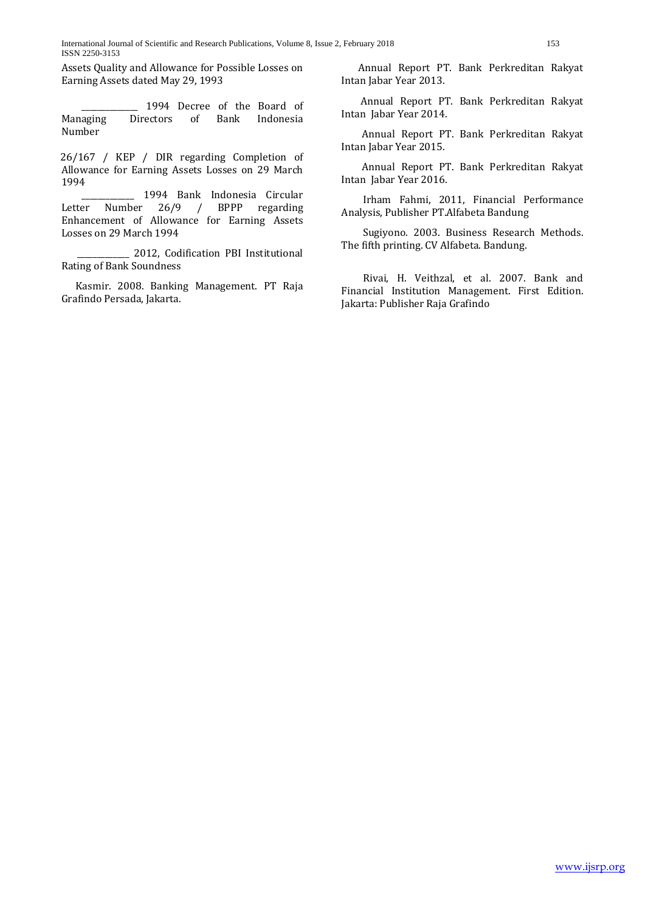Assets Quality and Allowance for Possible Losses on Earning Assets dated May 29, 1993

_____________ 1994 Decree of the Board of Managing Directors of Bank Indonesia Number

26/167 / KEP / DIR regarding Completion of Allowance for Earning Assets Losses on 29 March 1994

____________ 1994 Bank Indonesia Circular Letter Number 26/9 / BPPP regarding Enhancement of Allowance for Earning Assets Losses on 29 March 1994

____________ 2012, Codification PBI Institutional Rating of Bank Soundness

Kasmir. 2008. Banking Management. PT Raja Grafindo Persada, Jakarta.

Annual Report PT. Bank Perkreditan Rakyat Intan Jabar Year 2013.

Annual Report PT. Bank Perkreditan Rakyat Intan Jabar Year 2014.

Annual Report PT. Bank Perkreditan Rakyat Intan Jabar Year 2015.

Annual Report PT. Bank Perkreditan Rakyat Intan Jabar Year 2016.

Irham Fahmi, 2011, Financial Performance Analysis, Publisher PT.Alfabeta Bandung

Sugiyono. 2003. Business Research Methods. The fifth printing. CV Alfabeta. Bandung.

Rivai, H. Veithzal, et al. 2007. Bank and Financial Institution Management. First Edition. Jakarta: Publisher Raja Grafindo